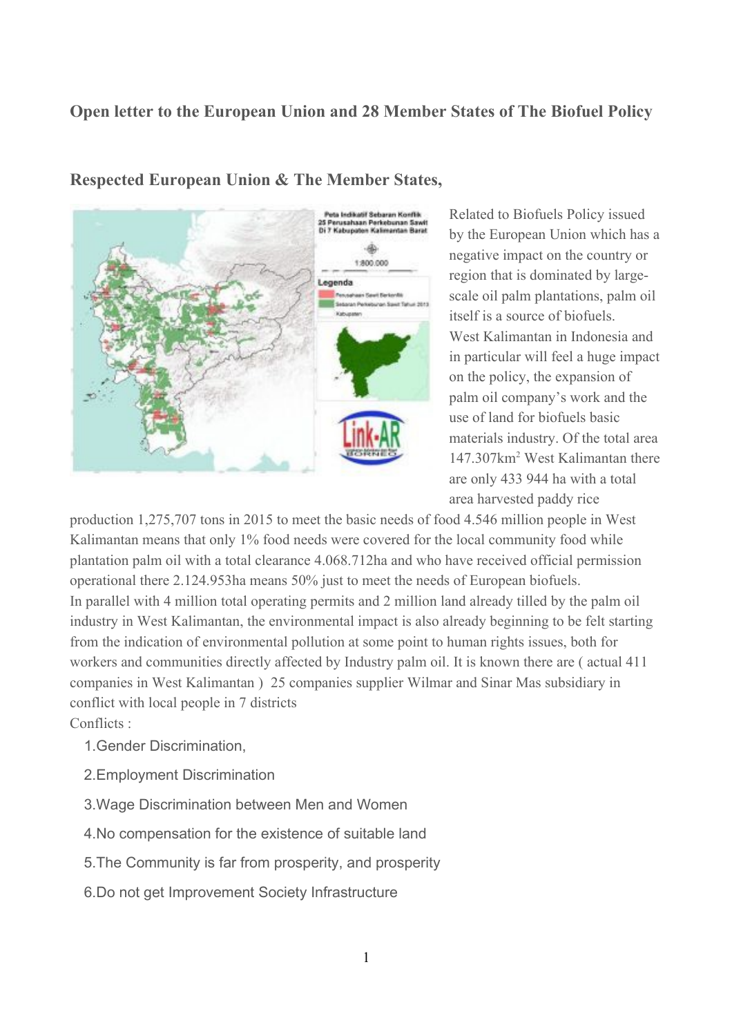## Open letter to the European Union and 28 Member States of The Biofuel Policy

### Respected European Union & The Member States,

Related to Biofuels Policy issued by the European Union which has a negative impact on the country or region that is dominated by large-scale oil palm plantations, palm oil itself is a source of biofuels. West Kalimantan in Indonesia and in particular will feel a huge impact on the policy, the expansion of palm oil company's work and the use of land for biofuels basic materials industry. Of the total area 147.307km$^2$ West Kalimantan there are only 433 944 ha with a total area harvested paddy rice production 1,275,707 tons in 2015 to meet the basic needs of food 4.546 million people in West Kalimantan means that only 1% food needs were covered for the local community food while plantation palm oil with a total clearance 4.068.712ha and who have received official permission operational there 2.124.953ha means 50% just to meet the needs of European biofuels.

In parallel with 4 million total operating permits and 2 million land already tilled by the palm oil industry in West Kalimantan, the environmental impact is also already beginning to be felt starting from the indication of environmental pollution at some point to human rights issues, both for workers and communities directly affected by Industry palm oil. It is known there are ( actual 411 companies in West Kalimantan ) 25 companies supplier Wilmar and Sinar Mas subsidiary in conflict with local people in 7 districts

Conflicts :

1. Gender Discrimination,
2. Employment Discrimination
3. Wage Discrimination between Men and Women
4. No compensation for the existence of suitable land
5. The Community is far from prosperity, and prosperity
6. Do not get Improvement Society Infrastructure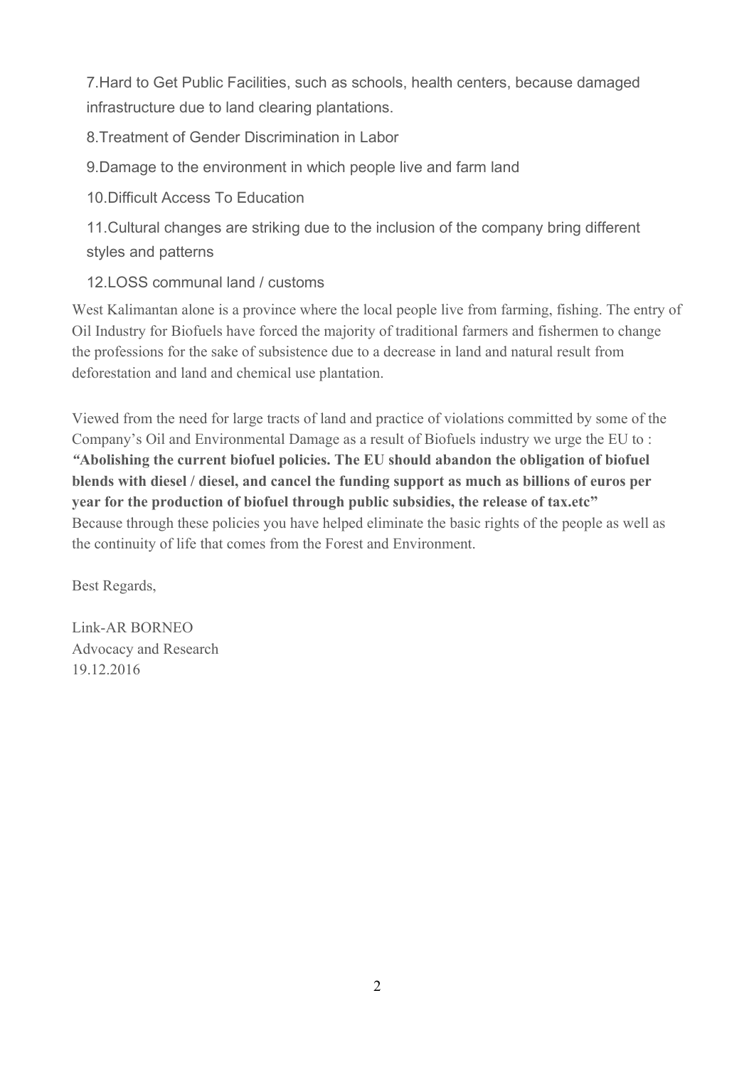7.Hard to Get Public Facilities, such as schools, health centers, because damaged infrastructure due to land clearing plantations.

8.Treatment of Gender Discrimination in Labor

9.Damage to the environment in which people live and farm land

10.Difficult Access To Education

11.Cultural changes are striking due to the inclusion of the company bring different styles and patterns

12.LOSS communal land / customs

West Kalimantan alone is a province where the local people live from farming, fishing. The entry of Oil Industry for Biofuels have forced the majority of traditional farmers and fishermen to change the professions for the sake of subsistence due to a decrease in land and natural result from deforestation and land and chemical use plantation.

Viewed from the need for large tracts of land and practice of violations committed by some of the Company's Oil and Environmental Damage as a result of Biofuels industry we urge the EU to : ***"Abolishing the current biofuel policies. The EU should abandon the obligation of biofuel blends with diesel / diesel, and cancel the funding support as much as billions of euros per year for the production of biofuel through public subsidies, the release of tax.etc"*** Because through these policies you have helped eliminate the basic rights of the people as well as the continuity of life that comes from the Forest and Environment.

Best Regards,

Link-AR BORNEO
Advocacy and Research
19.12.2016